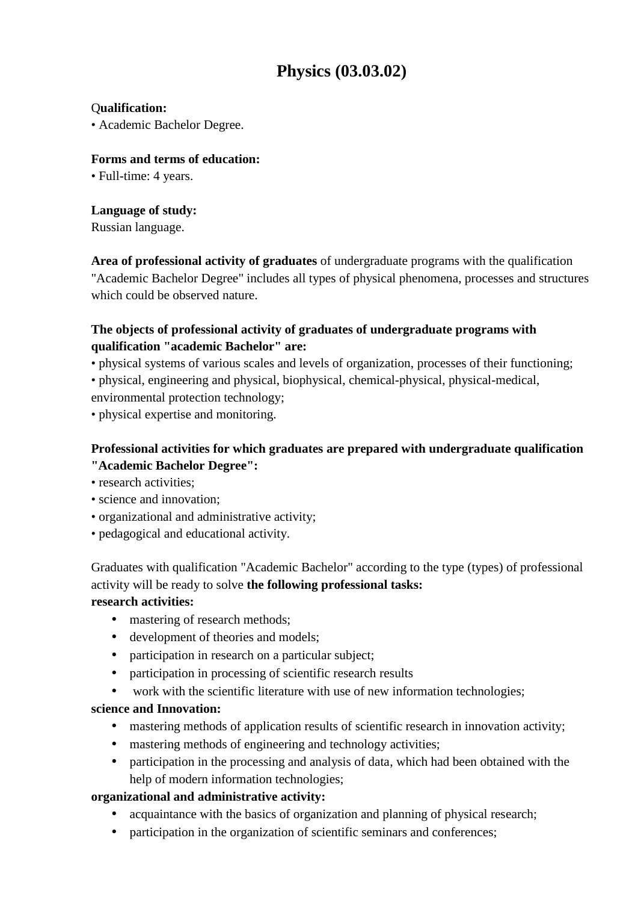# Physics (03.03.02)

**Qualification:**
• Academic Bachelor Degree.

**Forms and terms of education:**
• Full-time: 4 years.

**Language of study:**
Russian language.

**Area of professional activity of graduates** of undergraduate programs with the qualification "Academic Bachelor Degree" includes all types of physical phenomena, processes and structures which could be observed nature.

**The objects of professional activity of graduates of undergraduate programs with qualification "academic Bachelor" are:**
• physical systems of various scales and levels of organization, processes of their functioning;
• physical, engineering and physical, biophysical, chemical-physical, physical-medical, environmental protection technology;
• physical expertise and monitoring.

**Professional activities for which graduates are prepared with undergraduate qualification "Academic Bachelor Degree":**
• research activities;
• science and innovation;
• organizational and administrative activity;
• pedagogical and educational activity.

Graduates with qualification "Academic Bachelor" according to the type (types) of professional activity will be ready to solve **the following professional tasks:**

**research activities:**

- mastering of research methods;
- development of theories and models;
- participation in research on a particular subject;
- participation in processing of scientific research results
- work with the scientific literature with use of new information technologies;

**science and Innovation:**

- mastering methods of application results of scientific research in innovation activity;
- mastering methods of engineering and technology activities;
- participation in the processing and analysis of data, which had been obtained with the help of modern information technologies;

**organizational and administrative activity:**

- acquaintance with the basics of organization and planning of physical research;
- participation in the organization of scientific seminars and conferences;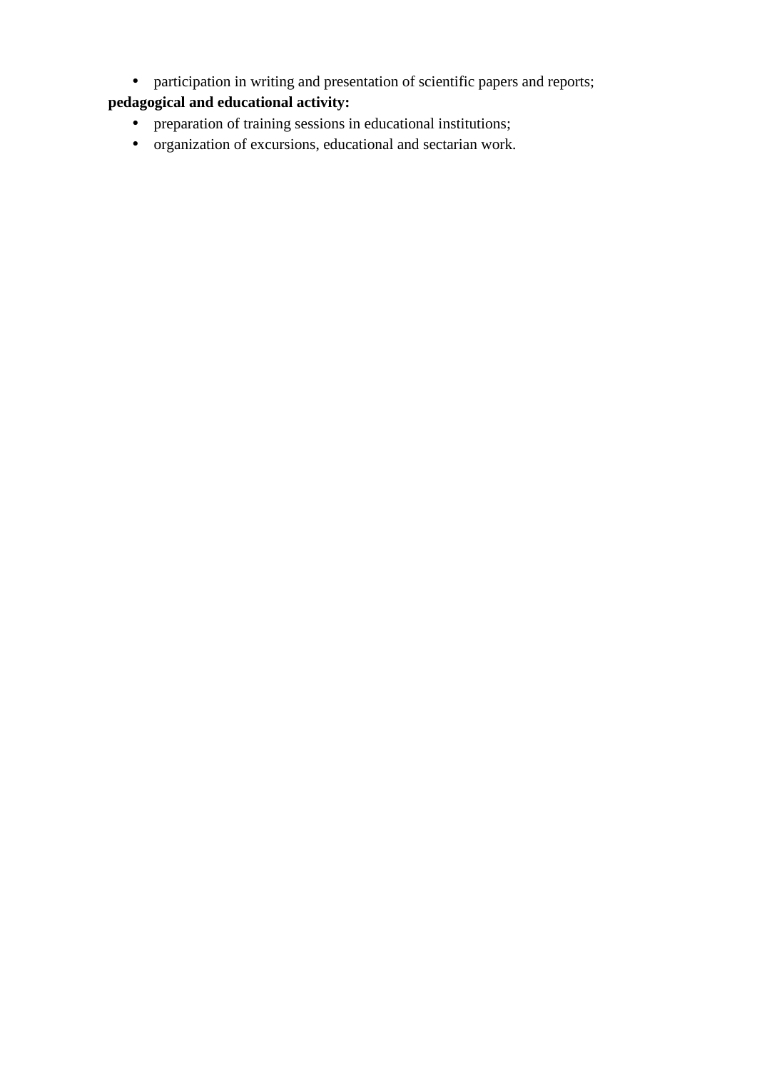- participation in writing and presentation of scientific papers and reports;

**pedagogical and educational activity:**

- preparation of training sessions in educational institutions;
- organization of excursions, educational and sectarian work.